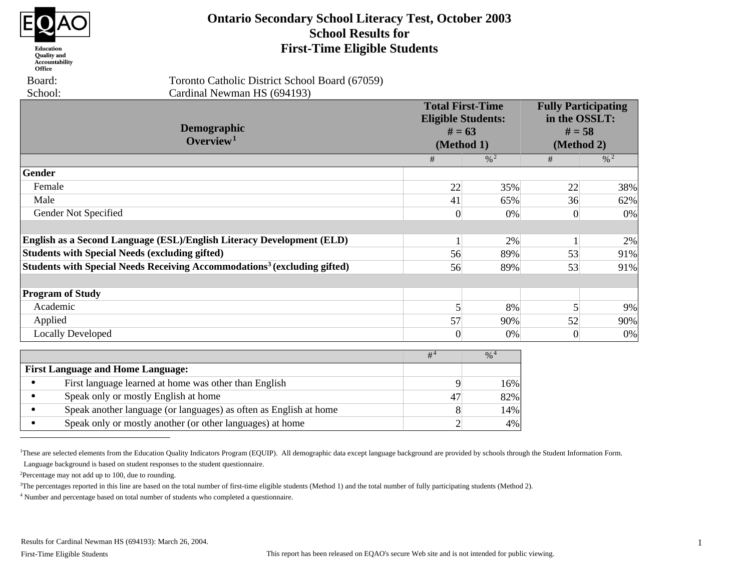EQAO Education Quality and Accountability Office

# Ontario Secondary School Literacy Test, October 2003
## School Results for
## First-Time Eligible Students

Board: Toronto Catholic District School Board (67059)
School: Cardinal Newman HS (694193)

| Demographic Overview[1] | Total First-Time Eligible Students: # = 63 (Method 1) | | Fully Participating in the OSSLT: # = 58 (Method 2) | |
|---|---|---|---|---|
| | # | %[2] | # | %[2] |
| **Gender** | | | | |
| Female | 22 | 35% | 22 | 38% |
| Male | 41 | 65% | 36 | 62% |
| Gender Not Specified | 0 | 0% | 0 | 0% |
| | | | | |
| **English as a Second Language (ESL)/English Literacy Development (ELD)** | 1 | 2% | 1 | 2% |
| **Students with Special Needs (excluding gifted)** | 56 | 89% | 53 | 91% |
| **Students with Special Needs Receiving Accommodations[3] (excluding gifted)** | 56 | 89% | 53 | 91% |
| | | | | |
| **Program of Study** | | | | |
| Academic | 5 | 8% | 5 | 9% |
| Applied | 57 | 90% | 52 | 90% |
| Locally Developed | 0 | 0% | 0 | 0% |

| | #[4] | %[4] |
|---|---|---|
| **First Language and Home Language:** | | |
| • First language learned at home was other than English | 9 | 16% |
| • Speak only or mostly English at home | 47 | 82% |
| • Speak another language (or languages) as often as English at home | 8 | 14% |
| • Speak only or mostly another (or other languages) at home | 2 | 4% |

[1]These are selected elements from the Education Quality Indicators Program (EQUIP). All demographic data except language background are provided by schools through the Student Information Form. Language background is based on student responses to the student questionnaire.

[2]Percentage may not add up to 100, due to rounding.

[3]The percentages reported in this line are based on the total number of first-time eligible students (Method 1) and the total number of fully participating students (Method 2).

[4] Number and percentage based on total number of students who completed a questionnaire.

Results for Cardinal Newman HS (694193): March 26, 2004.

First-Time Eligible Students

This report has been released on EQAO's secure Web site and is not intended for public viewing.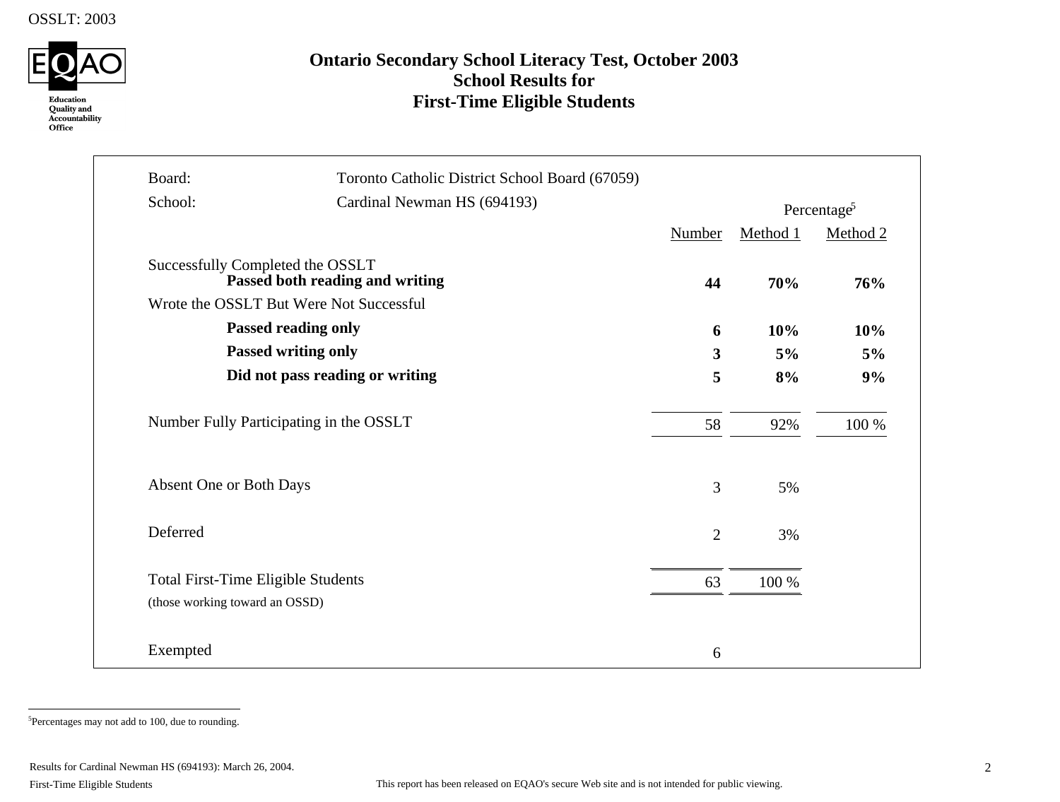# Ontario Secondary School Literacy Test, October 2003
## School Results for
## First-Time Eligible Students

Board: Toronto Catholic District School Board (67059)

School: Cardinal Newman HS (694193)

| | Number | Percentage[5] Method 1 | Method 2 |
|---|---|---|---|
| Successfully Completed the OSSLT | | | |
| **Passed both reading and writing** | **44** | **70%** | **76%** |
| Wrote the OSSLT But Were Not Successful | | | |
| **Passed reading only** | **6** | **10%** | **10%** |
| **Passed writing only** | **3** | **5%** | **5%** |
| **Did not pass reading or writing** | **5** | **8%** | **9%** |
| Number Fully Participating in the OSSLT | 58 | 92% | 100 % |
| Absent One or Both Days | 3 | 5% | |
| Deferred | 2 | 3% | |
| Total First-Time Eligible Students (those working toward an OSSD) | 63 | 100 % | |
| Exempted | 6 | | |

[5]Percentages may not add to 100, due to rounding.

Results for Cardinal Newman HS (694193): March 26, 2004.

First-Time Eligible Students

This report has been released on EQAO's secure Web site and is not intended for public viewing.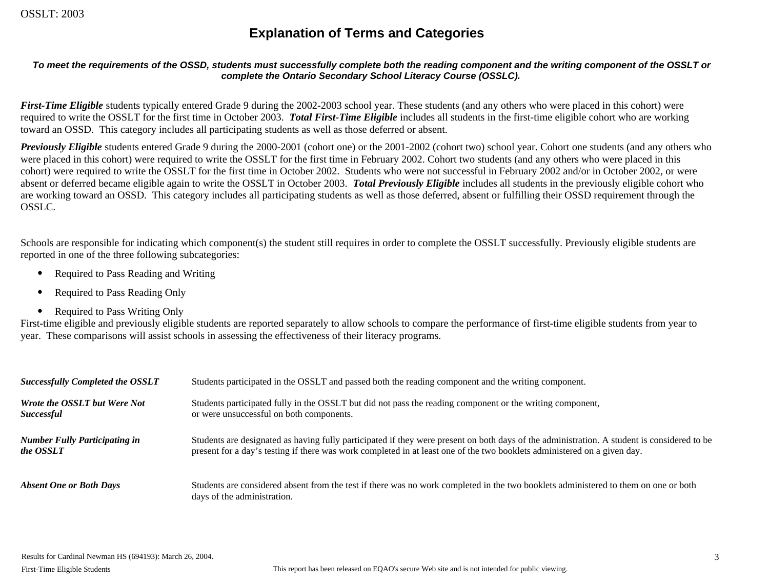## Explanation of Terms and Categories

***To meet the requirements of the OSSD, students must successfully complete both the reading component and the writing component of the OSSLT or complete the Ontario Secondary School Literacy Course (OSSLC).***

***First-Time Eligible*** students typically entered Grade 9 during the 2002-2003 school year. These students (and any others who were placed in this cohort) were required to write the OSSLT for the first time in October 2003. ***Total First-Time Eligible*** includes all students in the first-time eligible cohort who are working toward an OSSD. This category includes all participating students as well as those deferred or absent.

***Previously Eligible*** students entered Grade 9 during the 2000-2001 (cohort one) or the 2001-2002 (cohort two) school year. Cohort one students (and any others who were placed in this cohort) were required to write the OSSLT for the first time in February 2002. Cohort two students (and any others who were placed in this cohort) were required to write the OSSLT for the first time in October 2002. Students who were not successful in February 2002 and/or in October 2002, or were absent or deferred became eligible again to write the OSSLT in October 2003. ***Total Previously Eligible*** includes all students in the previously eligible cohort who are working toward an OSSD. This category includes all participating students as well as those deferred, absent or fulfilling their OSSD requirement through the OSSLC.

Schools are responsible for indicating which component(s) the student still requires in order to complete the OSSLT successfully. Previously eligible students are reported in one of the three following subcategories:

- Required to Pass Reading and Writing
- Required to Pass Reading Only
- Required to Pass Writing Only

First-time eligible and previously eligible students are reported separately to allow schools to compare the performance of first-time eligible students from year to year. These comparisons will assist schools in assessing the effectiveness of their literacy programs.

***Successfully Completed the OSSLT*** — Students participated in the OSSLT and passed both the reading component and the writing component.

***Wrote the OSSLT but Were Not Successful*** — Students participated fully in the OSSLT but did not pass the reading component or the writing component, or were unsuccessful on both components.

***Number Fully Participating in the OSSLT*** — Students are designated as having fully participated if they were present on both days of the administration. A student is considered to be present for a day's testing if there was work completed in at least one of the two booklets administered on a given day.

***Absent One or Both Days*** — Students are considered absent from the test if there was no work completed in the two booklets administered to them on one or both days of the administration.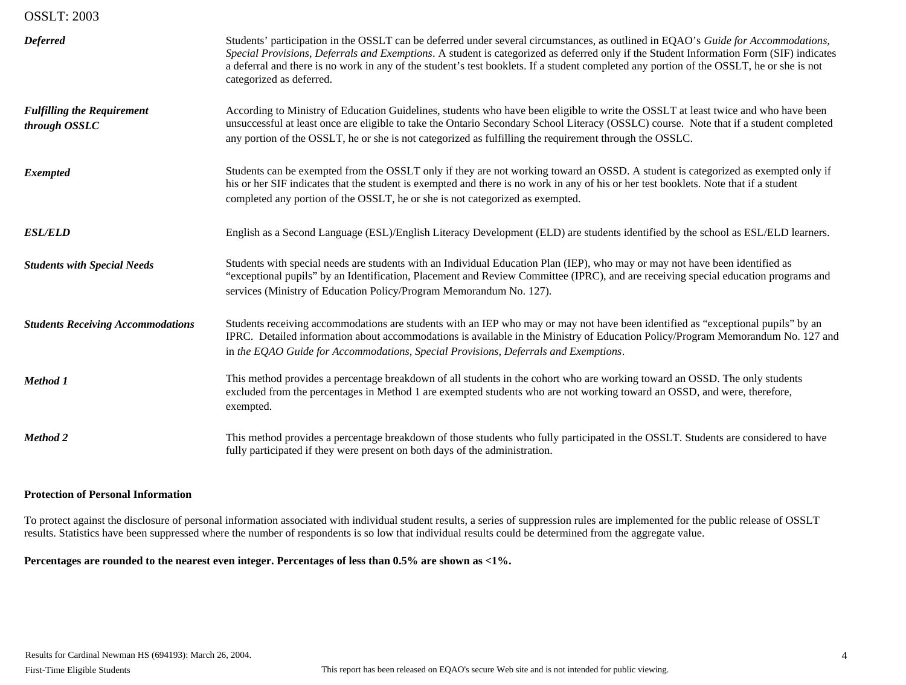***Deferred***

Students' participation in the OSSLT can be deferred under several circumstances, as outlined in EQAO's *Guide for Accommodations, Special Provisions, Deferrals and Exemptions*. A student is categorized as deferred only if the Student Information Form (SIF) indicates a deferral and there is no work in any of the student's test booklets. If a student completed any portion of the OSSLT, he or she is not categorized as deferred.

***Fulfilling the Requirement through OSSLC***

According to Ministry of Education Guidelines, students who have been eligible to write the OSSLT at least twice and who have been unsuccessful at least once are eligible to take the Ontario Secondary School Literacy (OSSLC) course. Note that if a student completed any portion of the OSSLT, he or she is not categorized as fulfilling the requirement through the OSSLC.

***Exempted***

Students can be exempted from the OSSLT only if they are not working toward an OSSD. A student is categorized as exempted only if his or her SIF indicates that the student is exempted and there is no work in any of his or her test booklets. Note that if a student completed any portion of the OSSLT, he or she is not categorized as exempted.

***ESL/ELD***

English as a Second Language (ESL)/English Literacy Development (ELD) are students identified by the school as ESL/ELD learners.

***Students with Special Needs***

Students with special needs are students with an Individual Education Plan (IEP), who may or may not have been identified as "exceptional pupils" by an Identification, Placement and Review Committee (IPRC), and are receiving special education programs and services (Ministry of Education Policy/Program Memorandum No. 127).

***Students Receiving Accommodations***

Students receiving accommodations are students with an IEP who may or may not have been identified as "exceptional pupils" by an IPRC. Detailed information about accommodations is available in the Ministry of Education Policy/Program Memorandum No. 127 and in *the EQAO Guide for Accommodations, Special Provisions, Deferrals and Exemptions*.

***Method 1***

This method provides a percentage breakdown of all students in the cohort who are working toward an OSSD. The only students excluded from the percentages in Method 1 are exempted students who are not working toward an OSSD, and were, therefore, exempted.

***Method 2***

This method provides a percentage breakdown of those students who fully participated in the OSSLT. Students are considered to have fully participated if they were present on both days of the administration.

**Protection of Personal Information**

To protect against the disclosure of personal information associated with individual student results, a series of suppression rules are implemented for the public release of OSSLT results. Statistics have been suppressed where the number of respondents is so low that individual results could be determined from the aggregate value.

**Percentages are rounded to the nearest even integer. Percentages of less than 0.5% are shown as <1%.**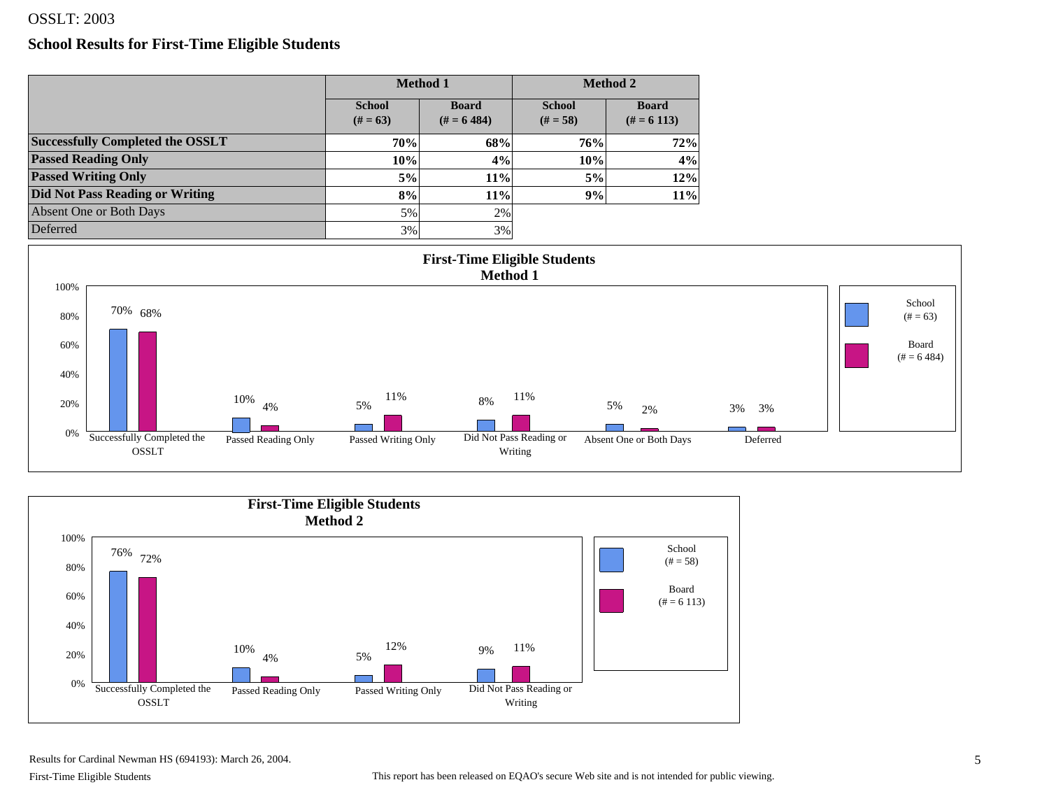OSSLT: 2003

## School Results for First-Time Eligible Students

| | Method 1 | | Method 2 | |
|---|---|---|---|---|
| | School (# = 63) | Board (# = 6 484) | School (# = 58) | Board (# = 6 113) |
| **Successfully Completed the OSSLT** | **70%** | **68%** | **76%** | **72%** |
| **Passed Reading Only** | **10%** | **4%** | **10%** | **4%** |
| **Passed Writing Only** | **5%** | **11%** | **5%** | **12%** |
| **Did Not Pass Reading or Writing** | **8%** | **11%** | **9%** | **11%** |
| Absent One or Both Days | 5% | 2% | | |
| Deferred | 3% | 3% | | |

**First-Time Eligible Students Method 1**

| | School (# = 63) | Board (# = 6 484) |
|---|---|---|
| Successfully Completed the OSSLT | 70% | 68% |
| Passed Reading Only | 10% | 4% |
| Passed Writing Only | 5% | 11% |
| Did Not Pass Reading or Writing | 8% | 11% |
| Absent One or Both Days | 5% | 2% |
| Deferred | 3% | 3% |

**First-Time Eligible Students Method 2**

| | School (# = 58) | Board (# = 6 113) |
|---|---|---|
| Successfully Completed the OSSLT | 76% | 72% |
| Passed Reading Only | 10% | 4% |
| Passed Writing Only | 5% | 12% |
| Did Not Pass Reading or Writing | 9% | 11% |

Results for Cardinal Newman HS (694193): March 26, 2004.

First-Time Eligible Students

This report has been released on EQAO's secure Web site and is not intended for public viewing.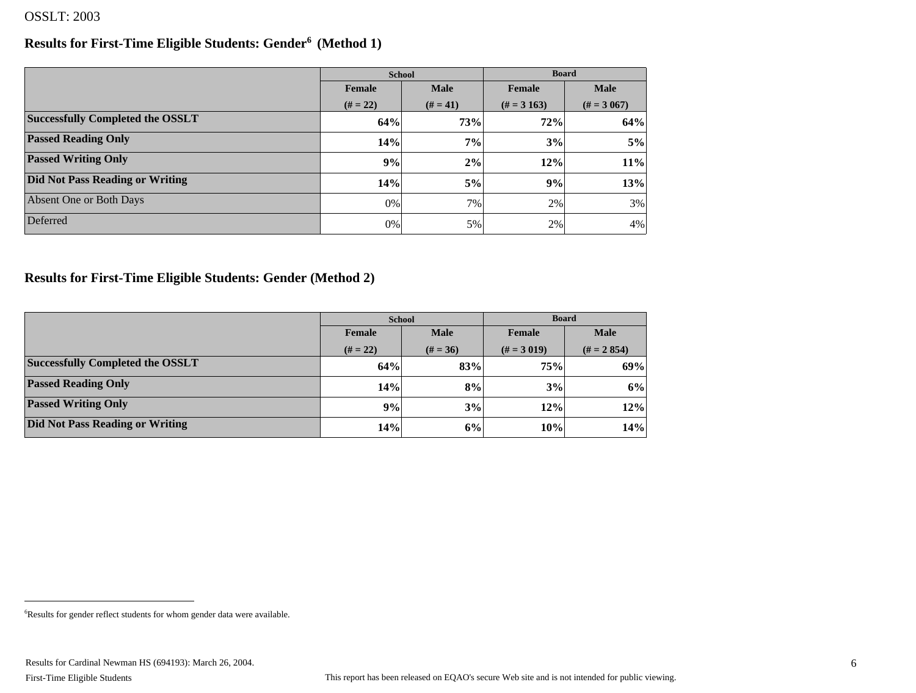OSSLT: 2003

## Results for First-Time Eligible Students: Gender[6] (Method 1)

| | School | | Board | |
|---|---|---|---|---|
| | Female (# = 22) | Male (# = 41) | Female (# = 3 163) | Male (# = 3 067) |
| **Successfully Completed the OSSLT** | **64%** | **73%** | **72%** | **64%** |
| **Passed Reading Only** | **14%** | **7%** | **3%** | **5%** |
| **Passed Writing Only** | **9%** | **2%** | **12%** | **11%** |
| **Did Not Pass Reading or Writing** | **14%** | **5%** | **9%** | **13%** |
| Absent One or Both Days | 0% | 7% | 2% | 3% |
| Deferred | 0% | 5% | 2% | 4% |

## Results for First-Time Eligible Students: Gender (Method 2)

| | School | | Board | |
|---|---|---|---|---|
| | Female (# = 22) | Male (# = 36) | Female (# = 3 019) | Male (# = 2 854) |
| **Successfully Completed the OSSLT** | **64%** | **83%** | **75%** | **69%** |
| **Passed Reading Only** | **14%** | **8%** | **3%** | **6%** |
| **Passed Writing Only** | **9%** | **3%** | **12%** | **12%** |
| **Did Not Pass Reading or Writing** | **14%** | **6%** | **10%** | **14%** |

[6] Results for gender reflect students for whom gender data were available.

Results for Cardinal Newman HS (694193): March 26, 2004.

First-Time Eligible Students

This report has been released on EQAO's secure Web site and is not intended for public viewing.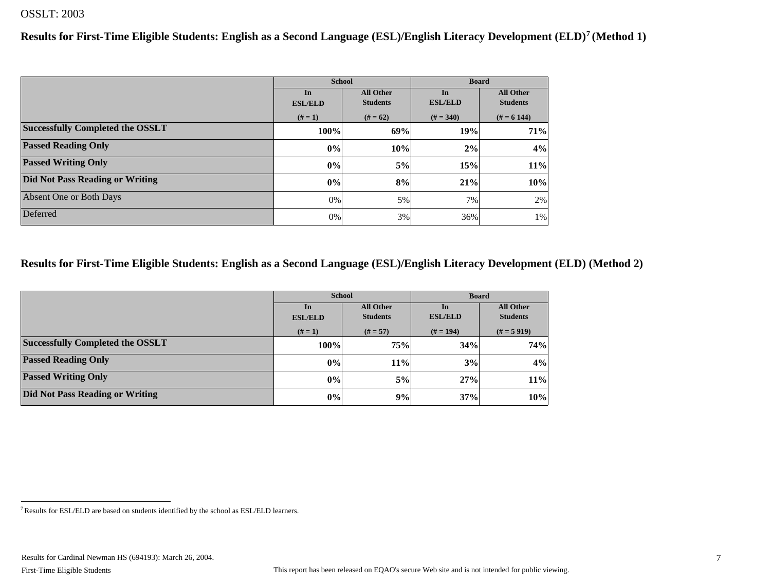OSSLT: 2003

## Results for First-Time Eligible Students: English as a Second Language (ESL)/English Literacy Development (ELD)[7] (Method 1)

| | School | | Board | |
|---|---|---|---|---|
| | In ESL/ELD (# = 1) | All Other Students (# = 62) | In ESL/ELD (# = 340) | All Other Students (# = 6 144) |
| **Successfully Completed the OSSLT** | **100%** | **69%** | **19%** | **71%** |
| **Passed Reading Only** | **0%** | **10%** | **2%** | **4%** |
| **Passed Writing Only** | **0%** | **5%** | **15%** | **11%** |
| **Did Not Pass Reading or Writing** | **0%** | **8%** | **21%** | **10%** |
| Absent One or Both Days | 0% | 5% | 7% | 2% |
| Deferred | 0% | 3% | 36% | 1% |

## Results for First-Time Eligible Students: English as a Second Language (ESL)/English Literacy Development (ELD) (Method 2)

| | School | | Board | |
|---|---|---|---|---|
| | In ESL/ELD (# = 1) | All Other Students (# = 57) | In ESL/ELD (# = 194) | All Other Students (# = 5 919) |
| **Successfully Completed the OSSLT** | **100%** | **75%** | **34%** | **74%** |
| **Passed Reading Only** | **0%** | **11%** | **3%** | **4%** |
| **Passed Writing Only** | **0%** | **5%** | **27%** | **11%** |
| **Did Not Pass Reading or Writing** | **0%** | **9%** | **37%** | **10%** |

[7] Results for ESL/ELD are based on students identified by the school as ESL/ELD learners.

Results for Cardinal Newman HS (694193): March 26, 2004.

First-Time Eligible Students

This report has been released on EQAO's secure Web site and is not intended for public viewing.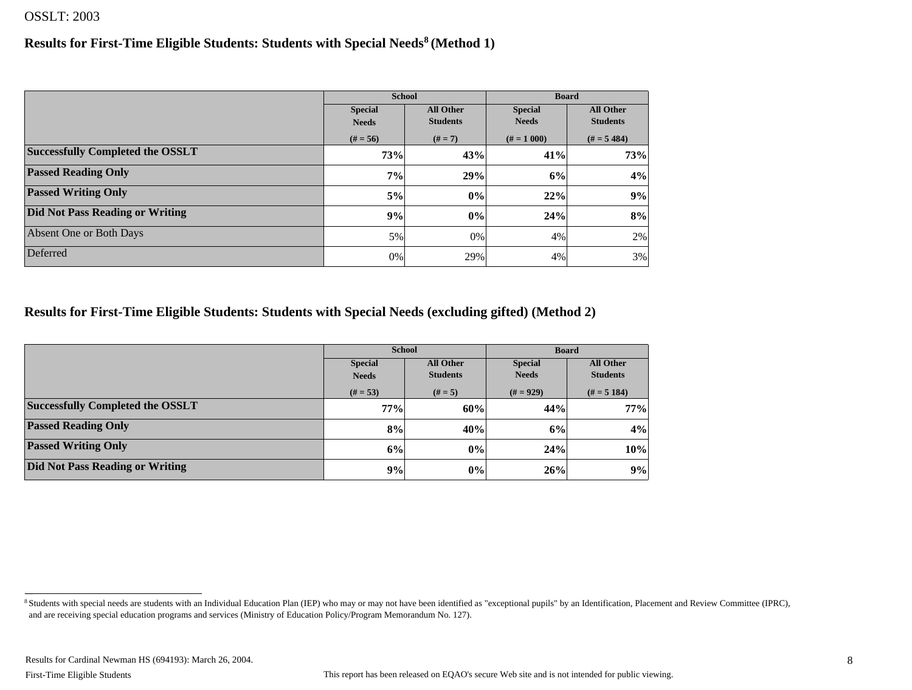OSSLT: 2003

## Results for First-Time Eligible Students: Students with Special Needs[8] (Method 1)

| | School | | Board | |
|---|---|---|---|---|
| | Special Needs (# = 56) | All Other Students (# = 7) | Special Needs (# = 1 000) | All Other Students (# = 5 484) |
| **Successfully Completed the OSSLT** | **73%** | **43%** | **41%** | **73%** |
| **Passed Reading Only** | **7%** | **29%** | **6%** | **4%** |
| **Passed Writing Only** | **5%** | **0%** | **22%** | **9%** |
| **Did Not Pass Reading or Writing** | **9%** | **0%** | **24%** | **8%** |
| Absent One or Both Days | 5% | 0% | 4% | 2% |
| Deferred | 0% | 29% | 4% | 3% |

## Results for First-Time Eligible Students: Students with Special Needs (excluding gifted) (Method 2)

| | School | | Board | |
|---|---|---|---|---|
| | Special Needs (# = 53) | All Other Students (# = 5) | Special Needs (# = 929) | All Other Students (# = 5 184) |
| **Successfully Completed the OSSLT** | **77%** | **60%** | **44%** | **77%** |
| **Passed Reading Only** | **8%** | **40%** | **6%** | **4%** |
| **Passed Writing Only** | **6%** | **0%** | **24%** | **10%** |
| **Did Not Pass Reading or Writing** | **9%** | **0%** | **26%** | **9%** |

[8] Students with special needs are students with an Individual Education Plan (IEP) who may or may not have been identified as "exceptional pupils" by an Identification, Placement and Review Committee (IPRC), and are receiving special education programs and services (Ministry of Education Policy/Program Memorandum No. 127).

Results for Cardinal Newman HS (694193): March 26, 2004.

First-Time Eligible Students

This report has been released on EQAO's secure Web site and is not intended for public viewing.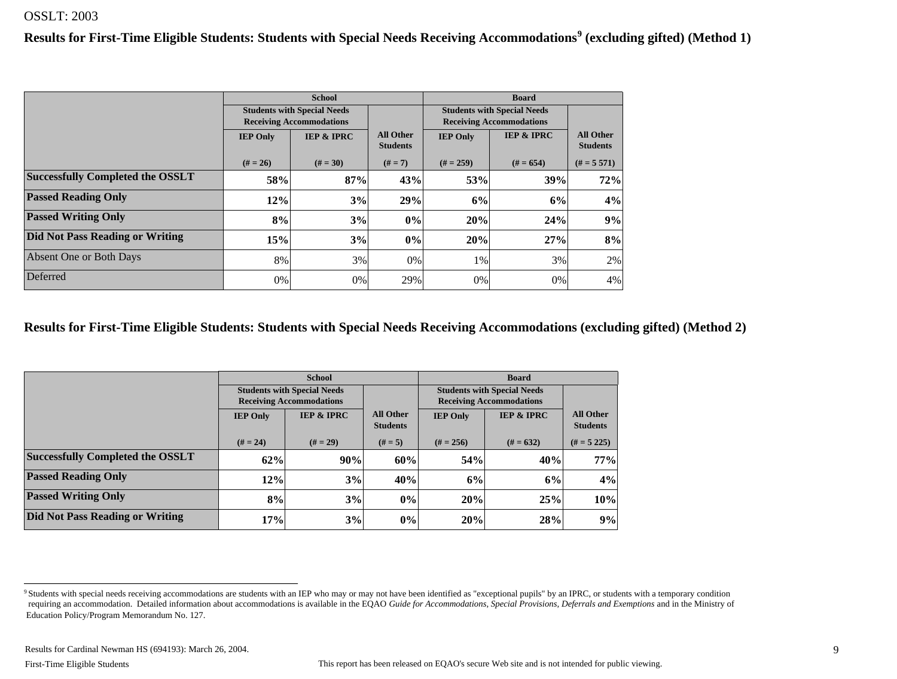OSSLT: 2003

## Results for First-Time Eligible Students: Students with Special Needs Receiving Accommodations[9] (excluding gifted) (Method 1)

| | School | | | Board | | |
|---|---|---|---|---|---|---|
| | Students with Special Needs Receiving Accommodations | | | Students with Special Needs Receiving Accommodations | | |
| | IEP Only (# = 26) | IEP & IPRC (# = 30) | All Other Students (# = 7) | IEP Only (# = 259) | IEP & IPRC (# = 654) | All Other Students (# = 5 571) |
| **Successfully Completed the OSSLT** | **58%** | **87%** | **43%** | **53%** | **39%** | **72%** |
| **Passed Reading Only** | **12%** | **3%** | **29%** | **6%** | **6%** | **4%** |
| **Passed Writing Only** | **8%** | **3%** | **0%** | **20%** | **24%** | **9%** |
| **Did Not Pass Reading or Writing** | **15%** | **3%** | **0%** | **20%** | **27%** | **8%** |
| Absent One or Both Days | 8% | 3% | 0% | 1% | 3% | 2% |
| Deferred | 0% | 0% | 29% | 0% | 0% | 4% |

## Results for First-Time Eligible Students: Students with Special Needs Receiving Accommodations (excluding gifted) (Method 2)

| | School | | | Board | | |
|---|---|---|---|---|---|---|
| | Students with Special Needs Receiving Accommodations | | | Students with Special Needs Receiving Accommodations | | |
| | IEP Only (# = 24) | IEP & IPRC (# = 29) | All Other Students (# = 5) | IEP Only (# = 256) | IEP & IPRC (# = 632) | All Other Students (# = 5 225) |
| **Successfully Completed the OSSLT** | **62%** | **90%** | **60%** | **54%** | **40%** | **77%** |
| **Passed Reading Only** | **12%** | **3%** | **40%** | **6%** | **6%** | **4%** |
| **Passed Writing Only** | **8%** | **3%** | **0%** | **20%** | **25%** | **10%** |
| **Did Not Pass Reading or Writing** | **17%** | **3%** | **0%** | **20%** | **28%** | **9%** |

[9] Students with special needs receiving accommodations are students with an IEP who may or may not have been identified as "exceptional pupils" by an IPRC, or students with a temporary condition requiring an accommodation. Detailed information about accommodations is available in the EQAO *Guide for Accommodations, Special Provisions, Deferrals and Exemptions* and in the Ministry of Education Policy/Program Memorandum No. 127.

Results for Cardinal Newman HS (694193): March 26, 2004.

First-Time Eligible Students

This report has been released on EQAO's secure Web site and is not intended for public viewing.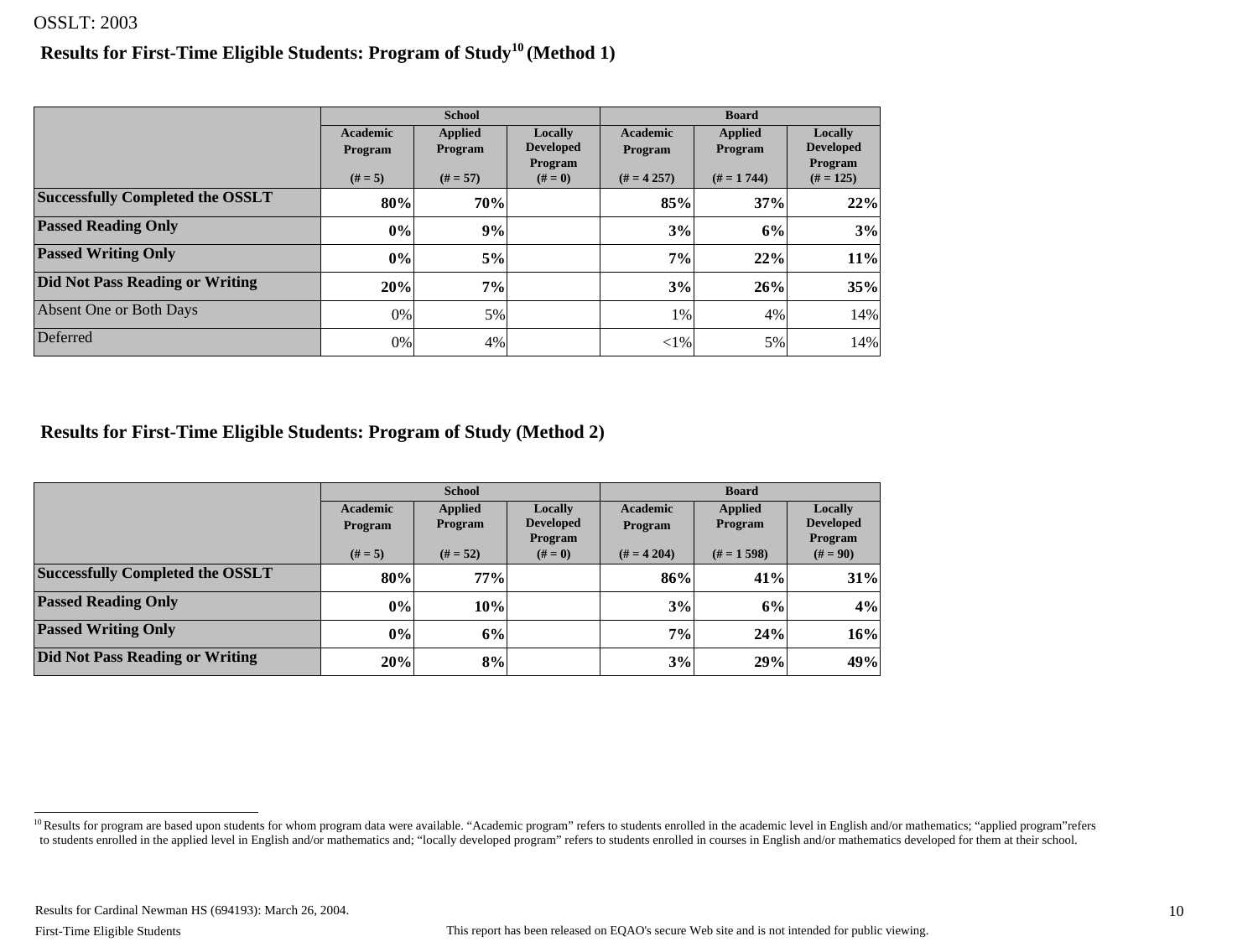OSSLT: 2003

## Results for First-Time Eligible Students: Program of Study[10] (Method 1)

| | School | | | Board | | |
|---|---|---|---|---|---|---|
| | Academic Program (# = 5) | Applied Program (# = 57) | Locally Developed Program (# = 0) | Academic Program (# = 4 257) | Applied Program (# = 1 744) | Locally Developed Program (# = 125) |
| **Successfully Completed the OSSLT** | **80%** | **70%** | | **85%** | **37%** | **22%** |
| **Passed Reading Only** | **0%** | **9%** | | **3%** | **6%** | **3%** |
| **Passed Writing Only** | **0%** | **5%** | | **7%** | **22%** | **11%** |
| **Did Not Pass Reading or Writing** | **20%** | **7%** | | **3%** | **26%** | **35%** |
| Absent One or Both Days | 0% | 5% | | 1% | 4% | 14% |
| Deferred | 0% | 4% | | <1% | 5% | 14% |

## Results for First-Time Eligible Students: Program of Study (Method 2)

| | School | | | Board | | |
|---|---|---|---|---|---|---|
| | Academic Program (# = 5) | Applied Program (# = 52) | Locally Developed Program (# = 0) | Academic Program (# = 4 204) | Applied Program (# = 1 598) | Locally Developed Program (# = 90) |
| **Successfully Completed the OSSLT** | **80%** | **77%** | | **86%** | **41%** | **31%** |
| **Passed Reading Only** | **0%** | **10%** | | **3%** | **6%** | **4%** |
| **Passed Writing Only** | **0%** | **6%** | | **7%** | **24%** | **16%** |
| **Did Not Pass Reading or Writing** | **20%** | **8%** | | **3%** | **29%** | **49%** |

[10] Results for program are based upon students for whom program data were available. "Academic program" refers to students enrolled in the academic level in English and/or mathematics; "applied program"refers to students enrolled in the applied level in English and/or mathematics and; "locally developed program" refers to students enrolled in courses in English and/or mathematics developed for them at their school.

Results for Cardinal Newman HS (694193): March 26, 2004.

First-Time Eligible Students

This report has been released on EQAO's secure Web site and is not intended for public viewing.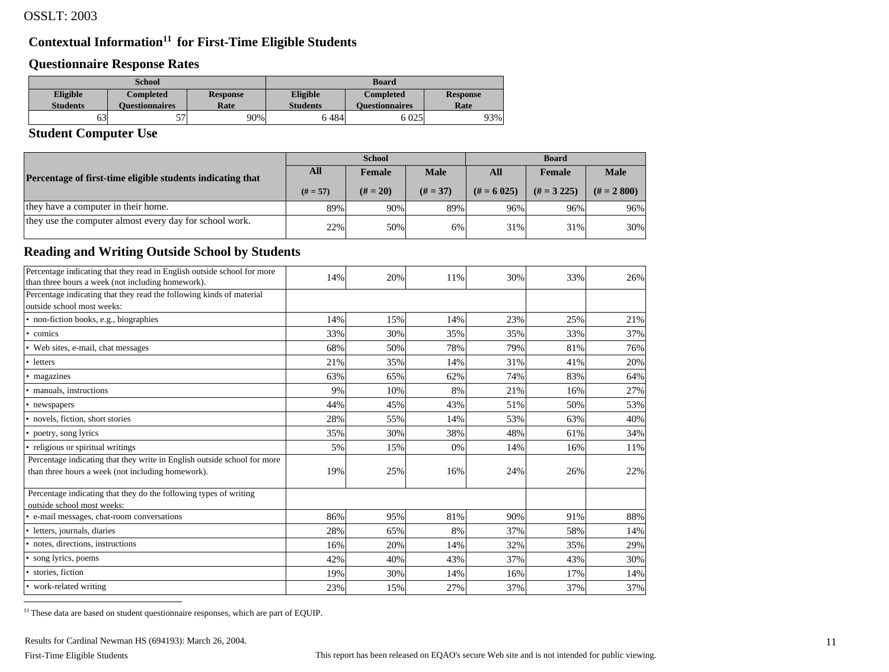OSSLT: 2003

## Contextual Information[11] for First-Time Eligible Students

### Questionnaire Response Rates

| School | | | Board | | |
|---|---|---|---|---|---|
| Eligible Students | Completed Questionnaires | Response Rate | Eligible Students | Completed Questionnaires | Response Rate |
| 63 | 57 | 90% | 6 484 | 6 025 | 93% |

### Student Computer Use

| Percentage of first-time eligible students indicating that | School | | | Board | | |
|---|---|---|---|---|---|---|
| | All (# = 57) | Female (# = 20) | Male (# = 37) | All (# = 6 025) | Female (# = 3 225) | Male (# = 2 800) |
| they have a computer in their home. | 89% | 90% | 89% | 96% | 96% | 96% |
| they use the computer almost every day for school work. | 22% | 50% | 6% | 31% | 31% | 30% |

### Reading and Writing Outside School by Students

| | | | | | | |
|---|---|---|---|---|---|---|
| Percentage indicating that they read in English outside school for more than three hours a week (not including homework). | 14% | 20% | 11% | 30% | 33% | 26% |
| Percentage indicating that they read the following kinds of material outside school most weeks: | | | | | | |
| • non-fiction books, e.g., biographies | 14% | 15% | 14% | 23% | 25% | 21% |
| • comics | 33% | 30% | 35% | 35% | 33% | 37% |
| • Web sites, e-mail, chat messages | 68% | 50% | 78% | 79% | 81% | 76% |
| • letters | 21% | 35% | 14% | 31% | 41% | 20% |
| • magazines | 63% | 65% | 62% | 74% | 83% | 64% |
| • manuals, instructions | 9% | 10% | 8% | 21% | 16% | 27% |
| • newspapers | 44% | 45% | 43% | 51% | 50% | 53% |
| • novels, fiction, short stories | 28% | 55% | 14% | 53% | 63% | 40% |
| • poetry, song lyrics | 35% | 30% | 38% | 48% | 61% | 34% |
| • religious or spiritual writings | 5% | 15% | 0% | 14% | 16% | 11% |
| Percentage indicating that they write in English outside school for more than three hours a week (not including homework). | 19% | 25% | 16% | 24% | 26% | 22% |
| Percentage indicating that they do the following types of writing outside school most weeks: | | | | | | |
| • e-mail messages, chat-room conversations | 86% | 95% | 81% | 90% | 91% | 88% |
| • letters, journals, diaries | 28% | 65% | 8% | 37% | 58% | 14% |
| • notes, directions, instructions | 16% | 20% | 14% | 32% | 35% | 29% |
| • song lyrics, poems | 42% | 40% | 43% | 37% | 43% | 30% |
| • stories, fiction | 19% | 30% | 14% | 16% | 17% | 14% |
| • work-related writing | 23% | 15% | 27% | 37% | 37% | 37% |

[11] These data are based on student questionnaire responses, which are part of EQUIP.

Results for Cardinal Newman HS (694193): March 26, 2004.

First-Time Eligible Students

This report has been released on EQAO's secure Web site and is not intended for public viewing.